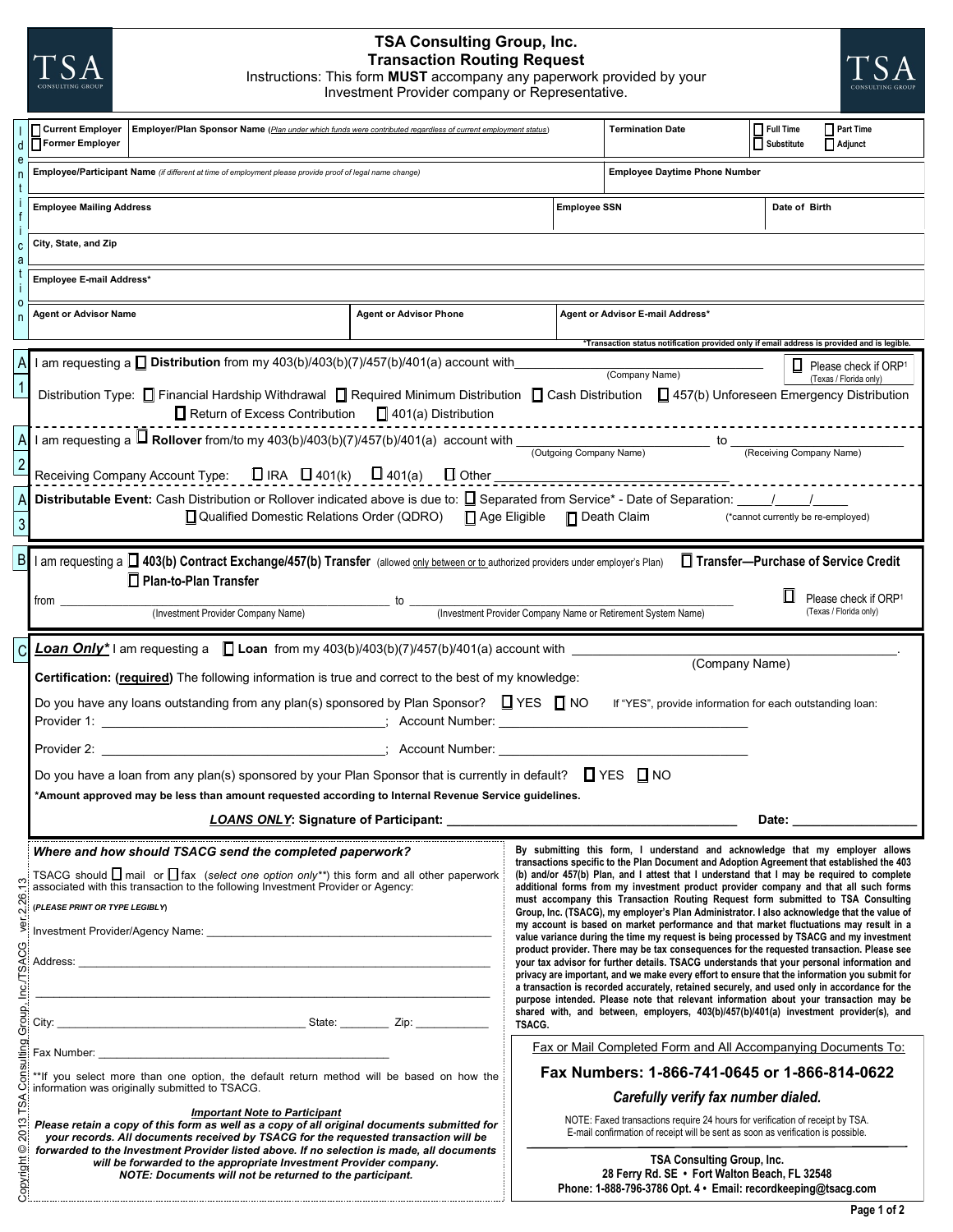# TSA Consulting Group, Inc.
## Transaction Routing Request

Instructions: This form **MUST** accompany any paperwork provided by your Investment Provider company or Representative.

### Identification

| ☐ Current Employer ☐ Former Employer | Employer/Plan Sponsor Name (*Plan under which funds were contributed regardless of current employment status*) | Termination Date | ☐ Full Time ☐ Part Time ☐ Substitute ☐ Adjunct |
|---|---|---|---|
| Employee/Participant Name (*if different at time of employment please provide proof of legal name change*) | | Employee Daytime Phone Number | |
| Employee Mailing Address | | Employee SSN | Date of Birth |
| City, State, and Zip | | | |
| Employee E-mail Address* | | | |
| Agent or Advisor Name | Agent or Advisor Phone | Agent or Advisor E-mail Address* | |

*Transaction status notification provided only if email address is provided and is legible.

### A1

I am requesting a ☐ **Distribution** from my 403(b)/403(b)(7)/457(b)/401(a) account with ______________________ (Company Name) ☐ Please check if ORP[1] (Texas / Florida only)

Distribution Type: ☐ Financial Hardship Withdrawal ☐ Required Minimum Distribution ☐ Cash Distribution ☐ 457(b) Unforeseen Emergency Distribution ☐ Return of Excess Contribution ☐ 401(a) Distribution

### A2

I am requesting a ☐ **Rollover** from/to my 403(b)/403(b)(7)/457(b)/401(a) account with ______________________ (Outgoing Company Name) to ______________________ (Receiving Company Name)

Receiving Company Account Type: ☐ IRA ☐ 401(k) ☐ 401(a) ☐ Other ______________________

### A3

**Distributable Event:** Cash Distribution or Rollover indicated above is due to: ☐ Separated from Service* - Date of Separation: _____/_____/_____ ☐ Qualified Domestic Relations Order (QDRO) ☐ Age Eligible ☐ Death Claim (*cannot currently be re-employed)

### B

I am requesting a ☐ **403(b) Contract Exchange/457(b) Transfer** (allowed only between or to authorized providers under employer's Plan) ☐ **Transfer—Purchase of Service Credit** ☐ **Plan-to-Plan Transfer**

from ______________________ (Investment Provider Company Name) to ______________________ (Investment Provider Company Name or Retirement System Name) ☐ Please check if ORP[1] (Texas / Florida only)

### C

***Loan Only**** I am requesting a ☐ **Loan** from my 403(b)/403(b)(7)/457(b)/401(a) account with ______________________ (Company Name).

**Certification: (required)** The following information is true and correct to the best of my knowledge:

Do you have any loans outstanding from any plan(s) sponsored by Plan Sponsor? ☐ YES ☐ NO If "YES", provide information for each outstanding loan:

Provider 1: ______________________; Account Number: ______________________

Provider 2: ______________________; Account Number: ______________________

Do you have a loan from any plan(s) sponsored by your Plan Sponsor that is currently in default? ☐ YES ☐ NO

**\*Amount approved may be less than amount requested according to Internal Revenue Service guidelines.**

***LOANS ONLY*: Signature of Participant:** ______________________ **Date:** ____________

### *Where and how should TSACG send the completed paperwork?*

TSACG should ☐ mail or ☐ fax (*select one option only***) this form and all other paperwork associated with this transaction to the following Investment Provider or Agency:

(***PLEASE PRINT OR TYPE LEGIBLY***)

Investment Provider/Agency Name: ______________________

Address: ______________________

______________________

City: ______________________ State: ________ Zip: ____________

Fax Number: ______________________

**If you select more than one option, the default return method will be based on how the information was originally submitted to TSACG.

***Important Note to Participant***

***Please retain a copy of this form as well as a copy of all original documents submitted for your records. All documents received by TSACG for the requested transaction will be forwarded to the Investment Provider listed above. If no selection is made, all documents will be forwarded to the appropriate Investment Provider company. NOTE: Documents will not be returned to the participant.***

**By submitting this form, I understand and acknowledge that my employer allows transactions specific to the Plan Document and Adoption Agreement that established the 403 (b) and/or 457(b) Plan, and I attest that I understand that I may be required to complete additional forms from my investment product provider company and that all such forms must accompany this Transaction Routing Request form submitted to TSA Consulting Group, Inc. (TSACG), my employer's Plan Administrator. I also acknowledge that the value of my account is based on market performance and that market fluctuations may result in a value variance during the time my request is being processed by TSACG and my investment product provider. There may be tax consequences for the requested transaction. Please see your tax advisor for further details. TSACG understands that your personal information and privacy are important, and we make every effort to ensure that the information you submit for a transaction is recorded accurately, retained securely, and used only in accordance for the purpose intended. Please note that relevant information about your transaction may be shared with, and between, employers, 403(b)/457(b)/401(a) investment provider(s), and TSACG.**

Fax or Mail Completed Form and All Accompanying Documents To:

**Fax Numbers: 1-866-741-0645 or 1-866-814-0622**

***Carefully verify fax number dialed.***

NOTE: Faxed transactions require 24 hours for verification of receipt by TSA. E-mail confirmation of receipt will be sent as soon as verification is possible.

**TSA Consulting Group, Inc.**
**28 Ferry Rd. SE • Fort Walton Beach, FL 32548**
**Phone: 1-888-796-3786 Opt. 4 • Email: recordkeeping@tsacg.com**

Copyright © 2013 TSA Consulting Group, Inc./TSACG ver.2.26.13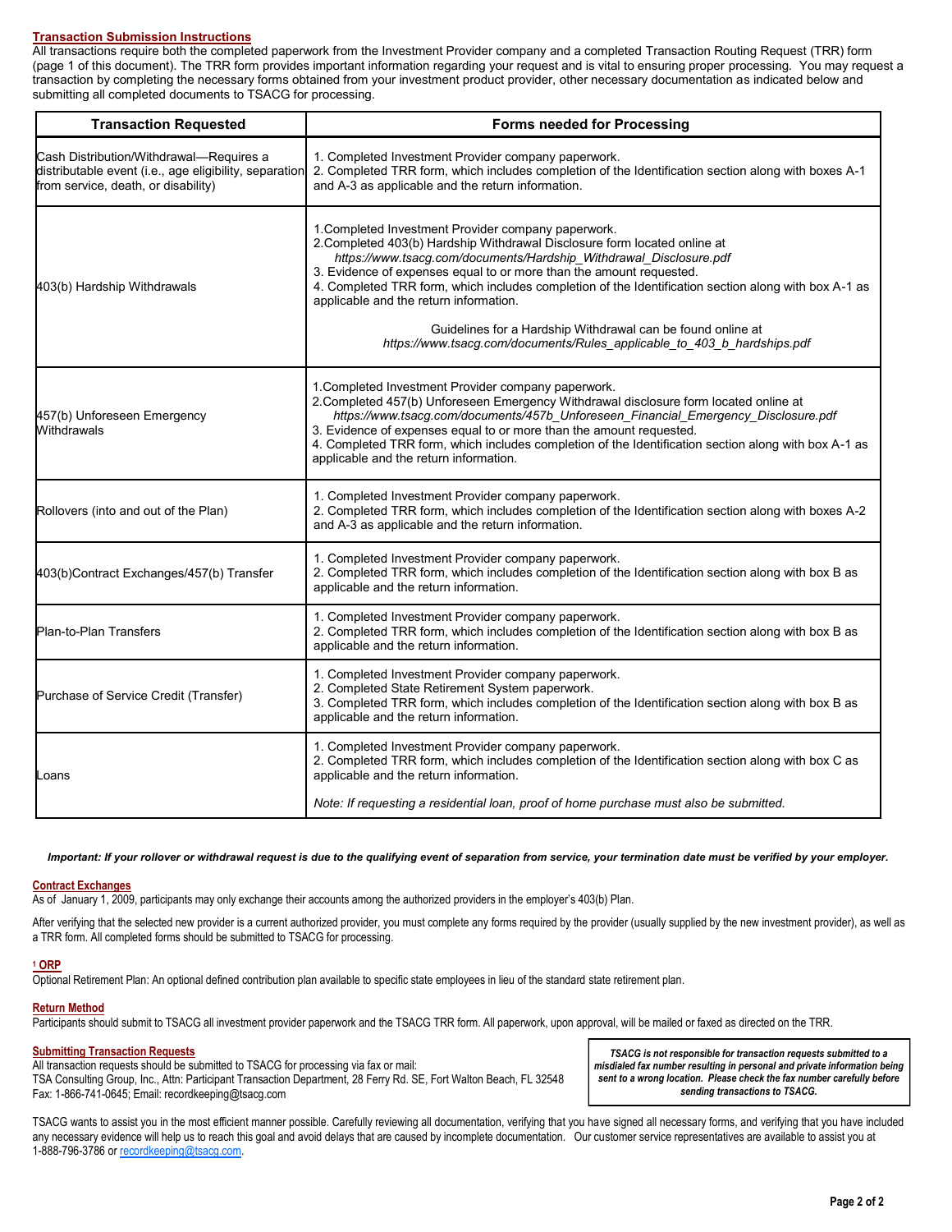## Transaction Submission Instructions

All transactions require both the completed paperwork from the Investment Provider company and a completed Transaction Routing Request (TRR) form (page 1 of this document). The TRR form provides important information regarding your request and is vital to ensuring proper processing. You may request a transaction by completing the necessary forms obtained from your investment product provider, other necessary documentation as indicated below and submitting all completed documents to TSACG for processing.

| Transaction Requested | Forms needed for Processing |
|---|---|
| Cash Distribution/Withdrawal—Requires a distributable event (i.e., age eligibility, separation from service, death, or disability) | 1. Completed Investment Provider company paperwork.<br>2. Completed TRR form, which includes completion of the Identification section along with boxes A-1 and A-3 as applicable and the return information. |
| 403(b) Hardship Withdrawals | 1.Completed Investment Provider company paperwork.<br>2.Completed 403(b) Hardship Withdrawal Disclosure form located online at *https://www.tsacg.com/documents/Hardship_Withdrawal_Disclosure.pdf*<br>3. Evidence of expenses equal to or more than the amount requested.<br>4. Completed TRR form, which includes completion of the Identification section along with box A-1 as applicable and the return information.<br><br>Guidelines for a Hardship Withdrawal can be found online at *https://www.tsacg.com/documents/Rules_applicable_to_403_b_hardships.pdf* |
| 457(b) Unforeseen Emergency Withdrawals | 1.Completed Investment Provider company paperwork.<br>2.Completed 457(b) Unforeseen Emergency Withdrawal disclosure form located online at *https://www.tsacg.com/documents/457b_Unforeseen_Financial_Emergency_Disclosure.pdf*<br>3. Evidence of expenses equal to or more than the amount requested.<br>4. Completed TRR form, which includes completion of the Identification section along with box A-1 as applicable and the return information. |
| Rollovers (into and out of the Plan) | 1. Completed Investment Provider company paperwork.<br>2. Completed TRR form, which includes completion of the Identification section along with boxes A-2 and A-3 as applicable and the return information. |
| 403(b)Contract Exchanges/457(b) Transfer | 1. Completed Investment Provider company paperwork.<br>2. Completed TRR form, which includes completion of the Identification section along with box B as applicable and the return information. |
| Plan-to-Plan Transfers | 1. Completed Investment Provider company paperwork.<br>2. Completed TRR form, which includes completion of the Identification section along with box B as applicable and the return information. |
| Purchase of Service Credit (Transfer) | 1. Completed Investment Provider company paperwork.<br>2. Completed State Retirement System paperwork.<br>3. Completed TRR form, which includes completion of the Identification section along with box B as applicable and the return information. |
| Loans | 1. Completed Investment Provider company paperwork.<br>2. Completed TRR form, which includes completion of the Identification section along with box C as applicable and the return information.<br><br>*Note: If requesting a residential loan, proof of home purchase must also be submitted.* |

***Important: If your rollover or withdrawal request is due to the qualifying event of separation from service, your termination date must be verified by your employer.***

### Contract Exchanges

As of January 1, 2009, participants may only exchange their accounts among the authorized providers in the employer's 403(b) Plan.

After verifying that the selected new provider is a current authorized provider, you must complete any forms required by the provider (usually supplied by the new investment provider), as well as a TRR form. All completed forms should be submitted to TSACG for processing.

### [1] ORP

Optional Retirement Plan: An optional defined contribution plan available to specific state employees in lieu of the standard state retirement plan.

### Return Method

Participants should submit to TSACG all investment provider paperwork and the TSACG TRR form. All paperwork, upon approval, will be mailed or faxed as directed on the TRR.

### Submitting Transaction Requests

All transaction requests should be submitted to TSACG for processing via fax or mail:
TSA Consulting Group, Inc., Attn: Participant Transaction Department, 28 Ferry Rd. SE, Fort Walton Beach, FL 32548
Fax: 1-866-741-0645; Email: recordkeeping@tsacg.com

***TSACG is not responsible for transaction requests submitted to a misdialed fax number resulting in personal and private information being sent to a wrong location. Please check the fax number carefully before sending transactions to TSACG.***

TSACG wants to assist you in the most efficient manner possible. Carefully reviewing all documentation, verifying that you have signed all necessary forms, and verifying that you have included any necessary evidence will help us to reach this goal and avoid delays that are caused by incomplete documentation. Our customer service representatives are available to assist you at 1-888-796-3786 or recordkeeping@tsacg.com.